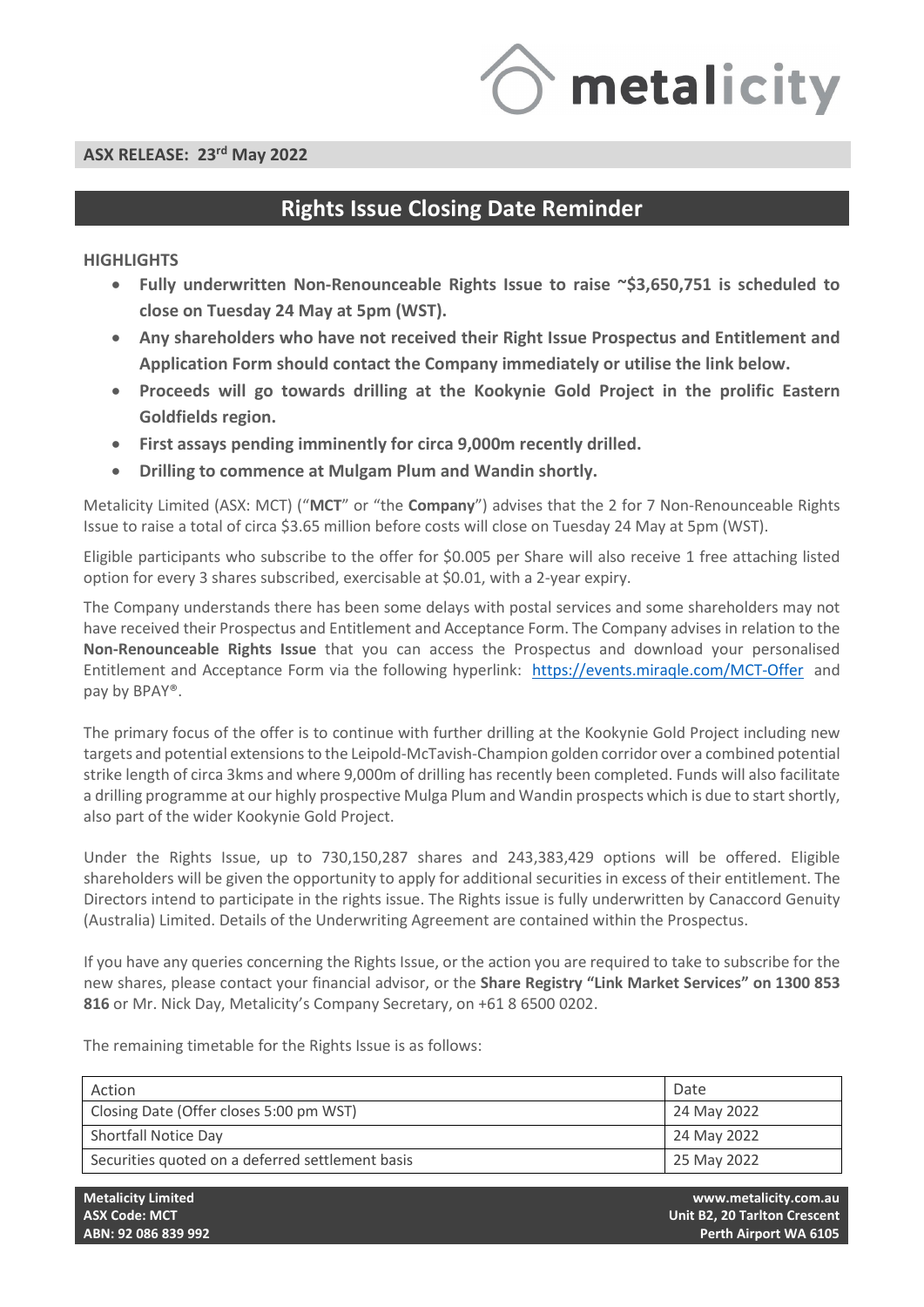**ASX RELEASE: 23rd May 2022**

# Rights Issue Closing Date Reminder

**HIGHLIGHTS**

- **Fully underwritten Non-Renounceable Rights Issue to raise ~$3,650,751 is scheduled to close on Tuesday 24 May at 5pm (WST).**
- **Any shareholders who have not received their Right Issue Prospectus and Entitlement and Application Form should contact the Company immediately or utilise the link below.**
- **Proceeds will go towards drilling at the Kookynie Gold Project in the prolific Eastern Goldfields region.**
- **First assays pending imminently for circa 9,000m recently drilled.**
- **Drilling to commence at Mulgam Plum and Wandin shortly.**

Metalicity Limited (ASX: MCT) ("**MCT**" or "the **Company**") advises that the 2 for 7 Non-Renounceable Rights Issue to raise a total of circa $3.65 million before costs will close on Tuesday 24 May at 5pm (WST).

Eligible participants who subscribe to the offer for $0.005 per Share will also receive 1 free attaching listed option for every 3 shares subscribed, exercisable at $0.01, with a 2-year expiry.

The Company understands there has been some delays with postal services and some shareholders may not have received their Prospectus and Entitlement and Acceptance Form. The Company advises in relation to the **Non-Renounceable Rights Issue** that you can access the Prospectus and download your personalised Entitlement and Acceptance Form via the following hyperlink: https://events.miraqle.com/MCT-Offer and pay by BPAY®.

The primary focus of the offer is to continue with further drilling at the Kookynie Gold Project including new targets and potential extensions to the Leipold-McTavish-Champion golden corridor over a combined potential strike length of circa 3kms and where 9,000m of drilling has recently been completed. Funds will also facilitate a drilling programme at our highly prospective Mulga Plum and Wandin prospects which is due to start shortly, also part of the wider Kookynie Gold Project.

Under the Rights Issue, up to 730,150,287 shares and 243,383,429 options will be offered. Eligible shareholders will be given the opportunity to apply for additional securities in excess of their entitlement. The Directors intend to participate in the rights issue. The Rights issue is fully underwritten by Canaccord Genuity (Australia) Limited. Details of the Underwriting Agreement are contained within the Prospectus.

If you have any queries concerning the Rights Issue, or the action you are required to take to subscribe for the new shares, please contact your financial advisor, or the **Share Registry "Link Market Services" on 1300 853 816** or Mr. Nick Day, Metalicity's Company Secretary, on +61 8 6500 0202.

The remaining timetable for the Rights Issue is as follows:

| Action | Date |
|---|---|
| Closing Date (Offer closes 5:00 pm WST) | 24 May 2022 |
| Shortfall Notice Day | 24 May 2022 |
| Securities quoted on a deferred settlement basis | 25 May 2022 |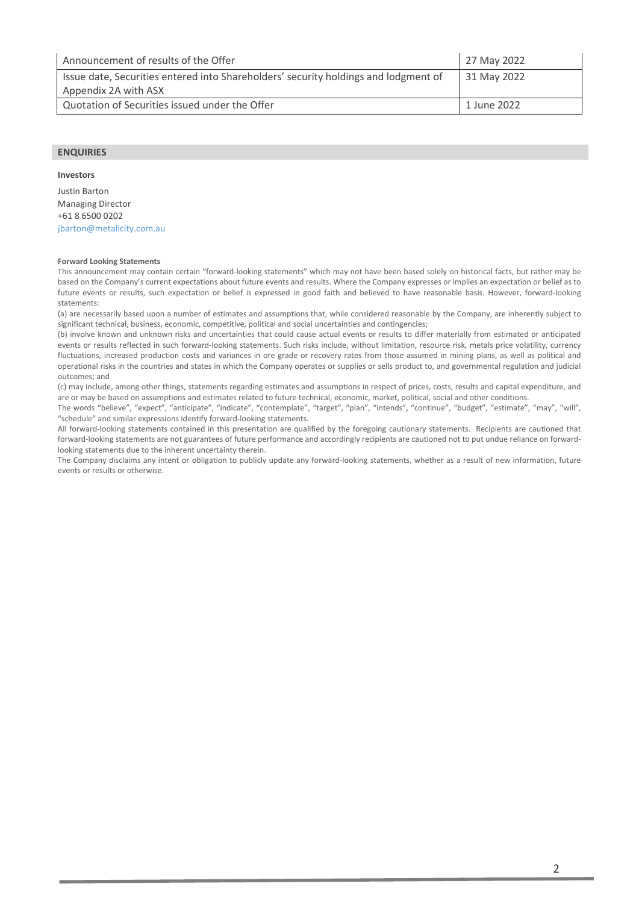| | |
|---|---|
| Announcement of results of the Offer | 27 May 2022 |
| Issue date, Securities entered into Shareholders' security holdings and lodgment of Appendix 2A with ASX | 31 May 2022 |
| Quotation of Securities issued under the Offer | 1 June 2022 |

## ENQUIRIES

**Investors**

Justin Barton
Managing Director
+61 8 6500 0202
jbarton@metalicity.com.au

**Forward Looking Statements**

This announcement may contain certain "forward-looking statements" which may not have been based solely on historical facts, but rather may be based on the Company's current expectations about future events and results. Where the Company expresses or implies an expectation or belief as to future events or results, such expectation or belief is expressed in good faith and believed to have reasonable basis. However, forward-looking statements:

(a) are necessarily based upon a number of estimates and assumptions that, while considered reasonable by the Company, are inherently subject to significant technical, business, economic, competitive, political and social uncertainties and contingencies;

(b) involve known and unknown risks and uncertainties that could cause actual events or results to differ materially from estimated or anticipated events or results reflected in such forward-looking statements. Such risks include, without limitation, resource risk, metals price volatility, currency fluctuations, increased production costs and variances in ore grade or recovery rates from those assumed in mining plans, as well as political and operational risks in the countries and states in which the Company operates or supplies or sells product to, and governmental regulation and judicial outcomes; and

(c) may include, among other things, statements regarding estimates and assumptions in respect of prices, costs, results and capital expenditure, and are or may be based on assumptions and estimates related to future technical, economic, market, political, social and other conditions.

The words "believe", "expect", "anticipate", "indicate", "contemplate", "target", "plan", "intends", "continue", "budget", "estimate", "may", "will", "schedule" and similar expressions identify forward-looking statements.

All forward-looking statements contained in this presentation are qualified by the foregoing cautionary statements. Recipients are cautioned that forward-looking statements are not guarantees of future performance and accordingly recipients are cautioned not to put undue reliance on forward-looking statements due to the inherent uncertainty therein.

The Company disclaims any intent or obligation to publicly update any forward-looking statements, whether as a result of new information, future events or results or otherwise.